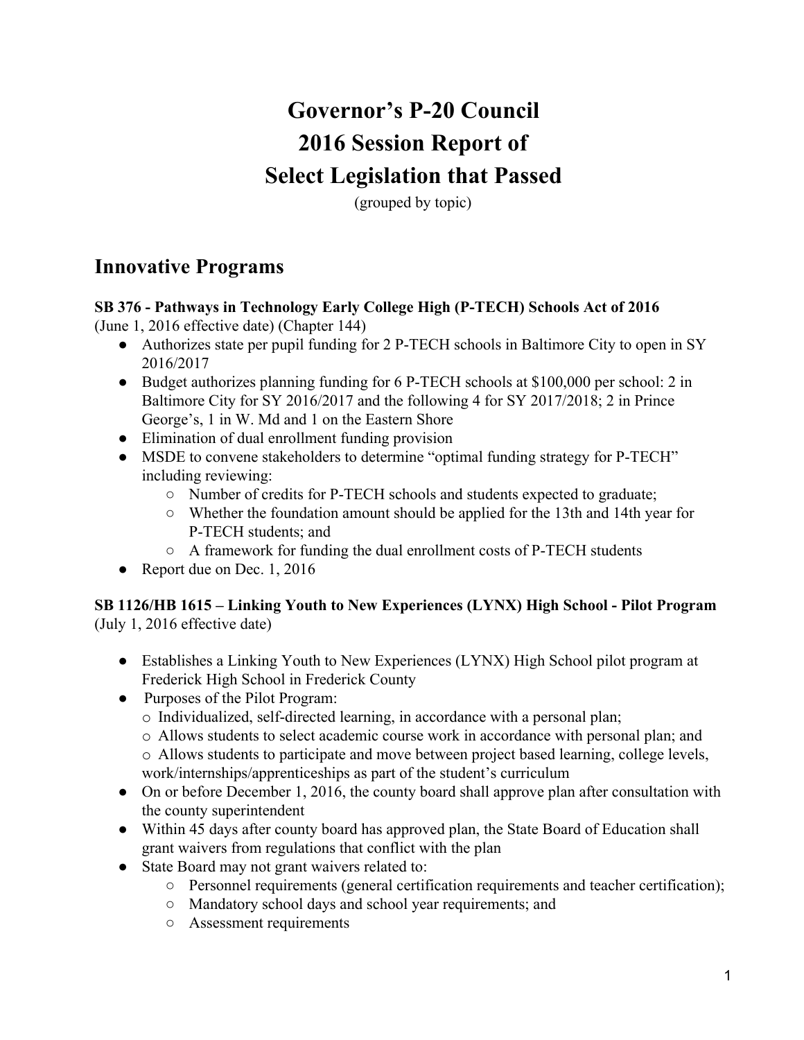# Governor's P-20 Council
# 2016 Session Report of
# Select Legislation that Passed

(grouped by topic)

## Innovative Programs

**SB 376 - Pathways in Technology Early College High (P-TECH) Schools Act of 2016**
(June 1, 2016 effective date) (Chapter 144)

- Authorizes state per pupil funding for 2 P-TECH schools in Baltimore City to open in SY 2016/2017
- Budget authorizes planning funding for 6 P-TECH schools at $100,000 per school: 2 in Baltimore City for SY 2016/2017 and the following 4 for SY 2017/2018; 2 in Prince George's, 1 in W. Md and 1 on the Eastern Shore
- Elimination of dual enrollment funding provision
- MSDE to convene stakeholders to determine "optimal funding strategy for P-TECH" including reviewing:
  - Number of credits for P-TECH schools and students expected to graduate;
  - Whether the foundation amount should be applied for the 13th and 14th year for P-TECH students; and
  - A framework for funding the dual enrollment costs of P-TECH students
- Report due on Dec. 1, 2016

**SB 1126/HB 1615 – Linking Youth to New Experiences (LYNX) High School - Pilot Program**
(July 1, 2016 effective date)

- Establishes a Linking Youth to New Experiences (LYNX) High School pilot program at Frederick High School in Frederick County
- Purposes of the Pilot Program:
  - Individualized, self-directed learning, in accordance with a personal plan;
  - Allows students to select academic course work in accordance with personal plan; and
  - Allows students to participate and move between project based learning, college levels, work/internships/apprenticeships as part of the student's curriculum
- On or before December 1, 2016, the county board shall approve plan after consultation with the county superintendent
- Within 45 days after county board has approved plan, the State Board of Education shall grant waivers from regulations that conflict with the plan
- State Board may not grant waivers related to:
  - Personnel requirements (general certification requirements and teacher certification);
  - Mandatory school days and school year requirements; and
  - Assessment requirements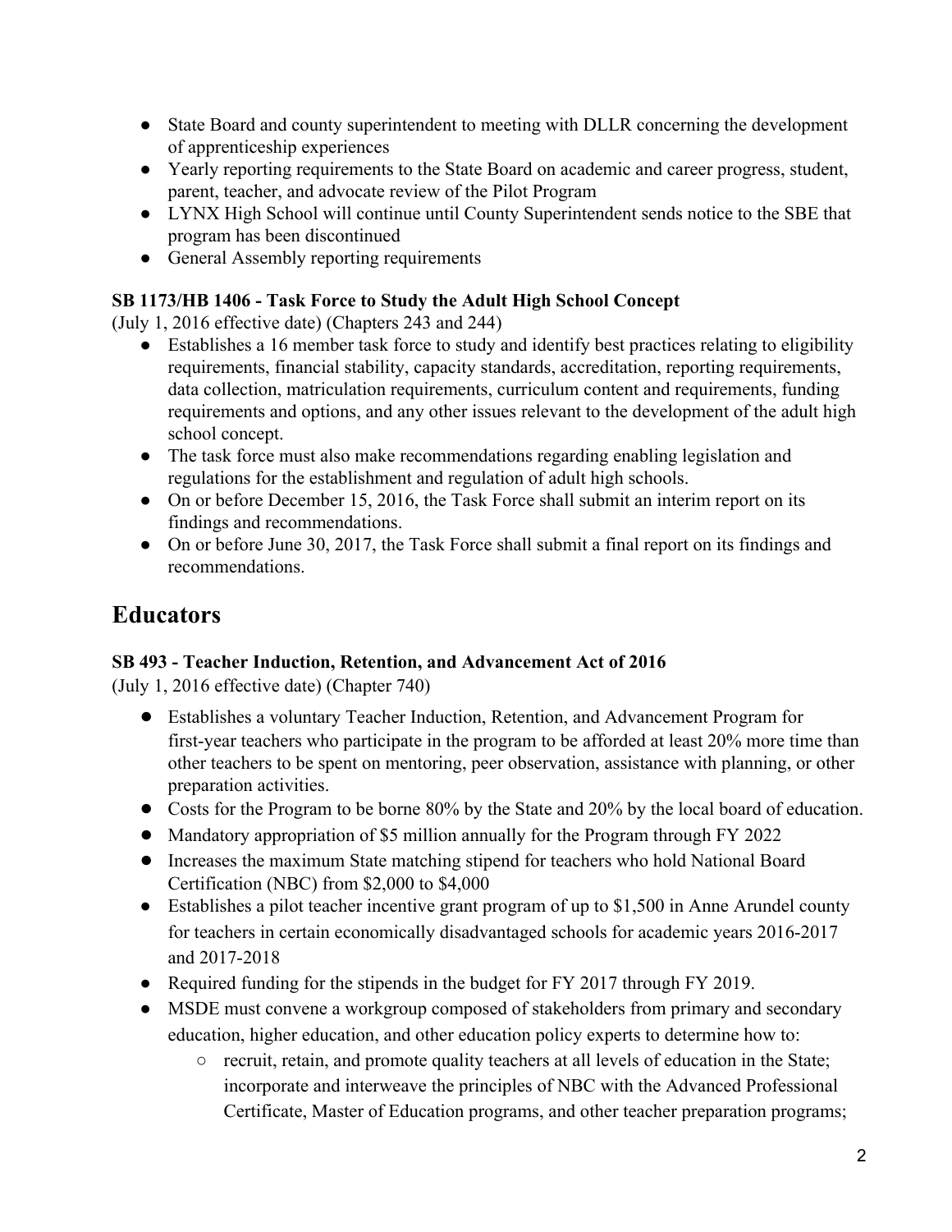- State Board and county superintendent to meeting with DLLR concerning the development of apprenticeship experiences
- Yearly reporting requirements to the State Board on academic and career progress, student, parent, teacher, and advocate review of the Pilot Program
- LYNX High School will continue until County Superintendent sends notice to the SBE that program has been discontinued
- General Assembly reporting requirements

**SB 1173/HB 1406 - Task Force to Study the Adult High School Concept**
(July 1, 2016 effective date) (Chapters 243 and 244)

- Establishes a 16 member task force to study and identify best practices relating to eligibility requirements, financial stability, capacity standards, accreditation, reporting requirements, data collection, matriculation requirements, curriculum content and requirements, funding requirements and options, and any other issues relevant to the development of the adult high school concept.
- The task force must also make recommendations regarding enabling legislation and regulations for the establishment and regulation of adult high schools.
- On or before December 15, 2016, the Task Force shall submit an interim report on its findings and recommendations.
- On or before June 30, 2017, the Task Force shall submit a final report on its findings and recommendations.

## Educators

**SB 493 - Teacher Induction, Retention, and Advancement Act of 2016**
(July 1, 2016 effective date) (Chapter 740)

- Establishes a voluntary Teacher Induction, Retention, and Advancement Program for first-year teachers who participate in the program to be afforded at least 20% more time than other teachers to be spent on mentoring, peer observation, assistance with planning, or other preparation activities.
- Costs for the Program to be borne 80% by the State and 20% by the local board of education.
- Mandatory appropriation of $5 million annually for the Program through FY 2022
- Increases the maximum State matching stipend for teachers who hold National Board Certification (NBC) from $2,000 to $4,000
- Establishes a pilot teacher incentive grant program of up to $1,500 in Anne Arundel county for teachers in certain economically disadvantaged schools for academic years 2016-2017 and 2017-2018
- Required funding for the stipends in the budget for FY 2017 through FY 2019.
- MSDE must convene a workgroup composed of stakeholders from primary and secondary education, higher education, and other education policy experts to determine how to:
  - recruit, retain, and promote quality teachers at all levels of education in the State; incorporate and interweave the principles of NBC with the Advanced Professional Certificate, Master of Education programs, and other teacher preparation programs;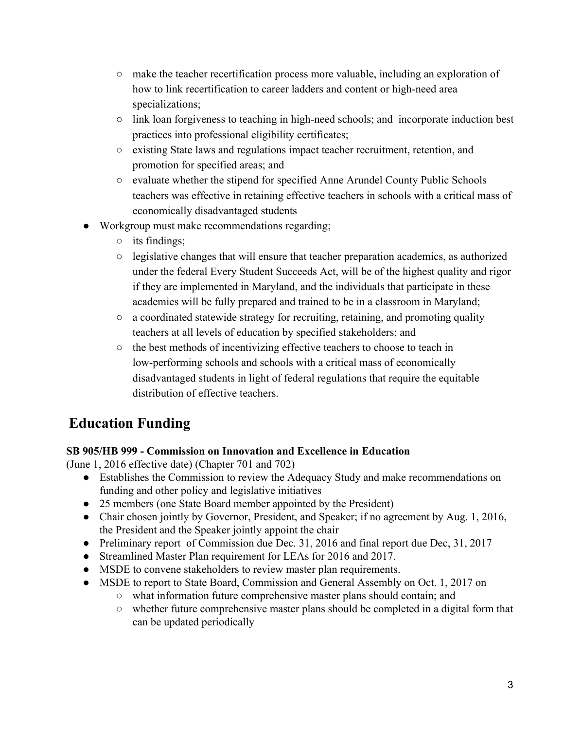- make the teacher recertification process more valuable, including an exploration of how to link recertification to career ladders and content or high-need area specializations;
    - link loan forgiveness to teaching in high-need schools; and incorporate induction best practices into professional eligibility certificates;
    - existing State laws and regulations impact teacher recruitment, retention, and promotion for specified areas; and
    - evaluate whether the stipend for specified Anne Arundel County Public Schools teachers was effective in retaining effective teachers in schools with a critical mass of economically disadvantaged students
- Workgroup must make recommendations regarding;
    - its findings;
    - legislative changes that will ensure that teacher preparation academics, as authorized under the federal Every Student Succeeds Act, will be of the highest quality and rigor if they are implemented in Maryland, and the individuals that participate in these academies will be fully prepared and trained to be in a classroom in Maryland;
    - a coordinated statewide strategy for recruiting, retaining, and promoting quality teachers at all levels of education by specified stakeholders; and
    - the best methods of incentivizing effective teachers to choose to teach in low-performing schools and schools with a critical mass of economically disadvantaged students in light of federal regulations that require the equitable distribution of effective teachers.

## Education Funding

**SB 905/HB 999 - Commission on Innovation and Excellence in Education**
(June 1, 2016 effective date) (Chapter 701 and 702)

- Establishes the Commission to review the Adequacy Study and make recommendations on funding and other policy and legislative initiatives
- 25 members (one State Board member appointed by the President)
- Chair chosen jointly by Governor, President, and Speaker; if no agreement by Aug. 1, 2016, the President and the Speaker jointly appoint the chair
- Preliminary report of Commission due Dec. 31, 2016 and final report due Dec, 31, 2017
- Streamlined Master Plan requirement for LEAs for 2016 and 2017.
- MSDE to convene stakeholders to review master plan requirements.
- MSDE to report to State Board, Commission and General Assembly on Oct. 1, 2017 on
    - what information future comprehensive master plans should contain; and
    - whether future comprehensive master plans should be completed in a digital form that can be updated periodically